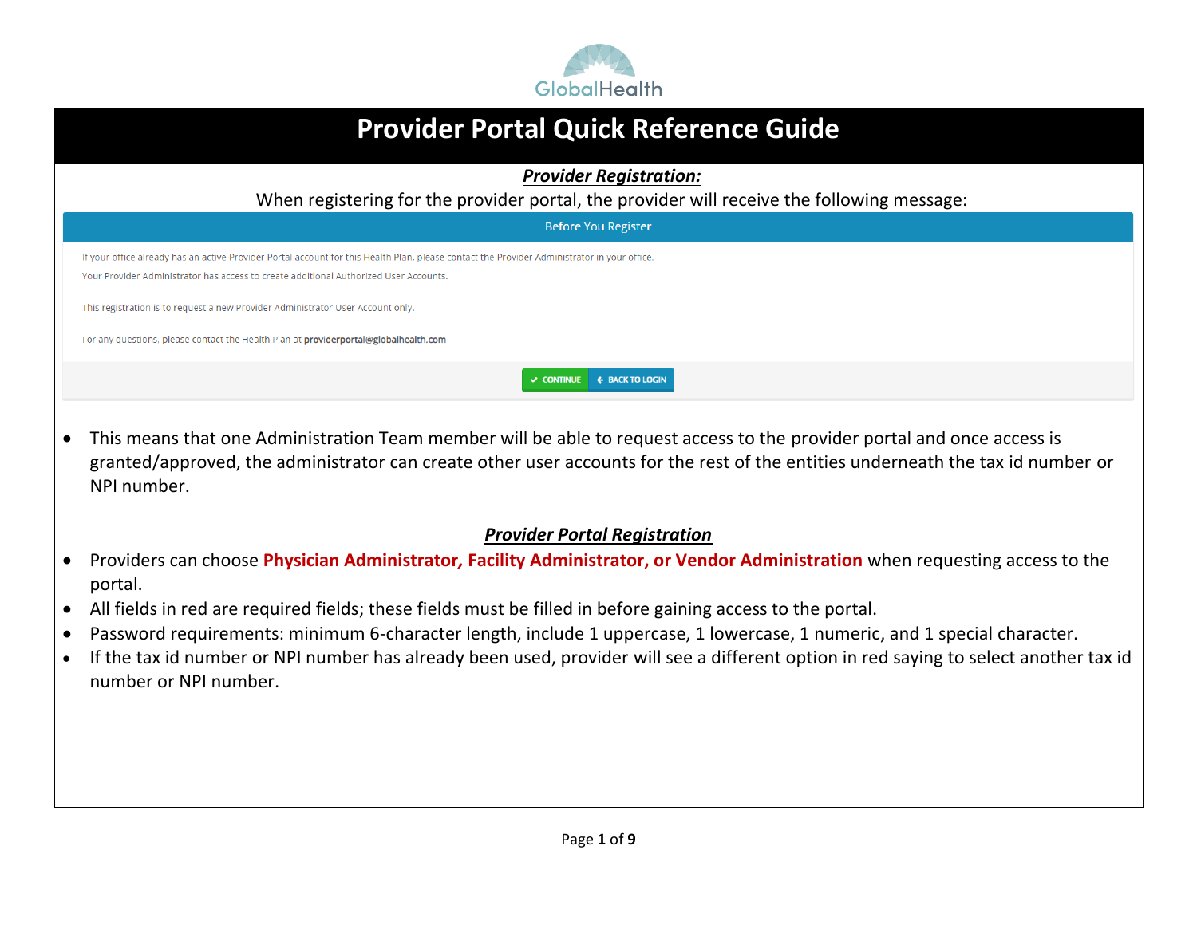GlobalHealth

# Provider Portal Quick Reference Guide

## ***Provider Registration:***

When registering for the provider portal, the provider will receive the following message:

**Before You Register**

If your office already has an active Provider Portal account for this Health Plan, please contact the Provider Administrator in your office.
Your Provider Administrator has access to create additional Authorized User Accounts.

This registration is to request a new Provider Administrator User Account only.

For any questions, please contact the Health Plan at **providerportal@globalhealth.com**

CONTINUE | BACK TO LOGIN

- This means that one Administration Team member will be able to request access to the provider portal and once access is granted/approved, the administrator can create other user accounts for the rest of the entities underneath the tax id number or NPI number.

## ***Provider Portal Registration***

- Providers can choose **Physician Administrator, Facility Administrator, or Vendor Administration** when requesting access to the portal.
- All fields in red are required fields; these fields must be filled in before gaining access to the portal.
- Password requirements: minimum 6-character length, include 1 uppercase, 1 lowercase, 1 numeric, and 1 special character.
- If the tax id number or NPI number has already been used, provider will see a different option in red saying to select another tax id number or NPI number.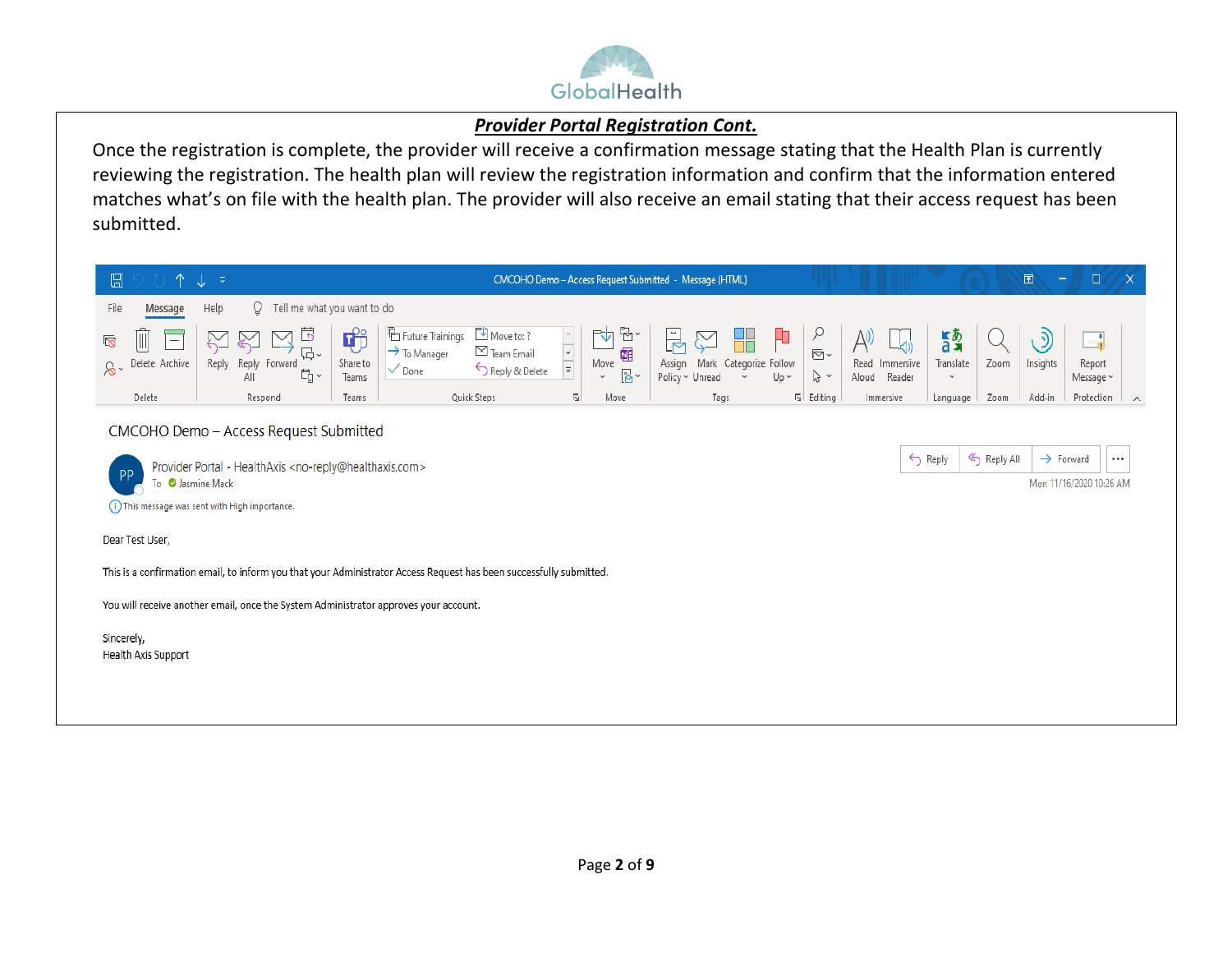## ***Provider Portal Registration Cont.***

Once the registration is complete, the provider will receive a confirmation message stating that the Health Plan is currently reviewing the registration. The health plan will review the registration information and confirm that the information entered matches what's on file with the health plan. The provider will also receive an email stating that their access request has been submitted.

CMCOHO Demo – Access Request Submitted

Provider Portal - HealthAxis <no-reply@healthaxis.com>
To Jasmine Mack

This message was sent with High importance.

Mon 11/16/2020 10:26 AM

Dear Test User,

This is a confirmation email, to inform you that your Administrator Access Request has been successfully submitted.

You will receive another email, once the System Administrator approves your account.

Sincerely,
Health Axis Support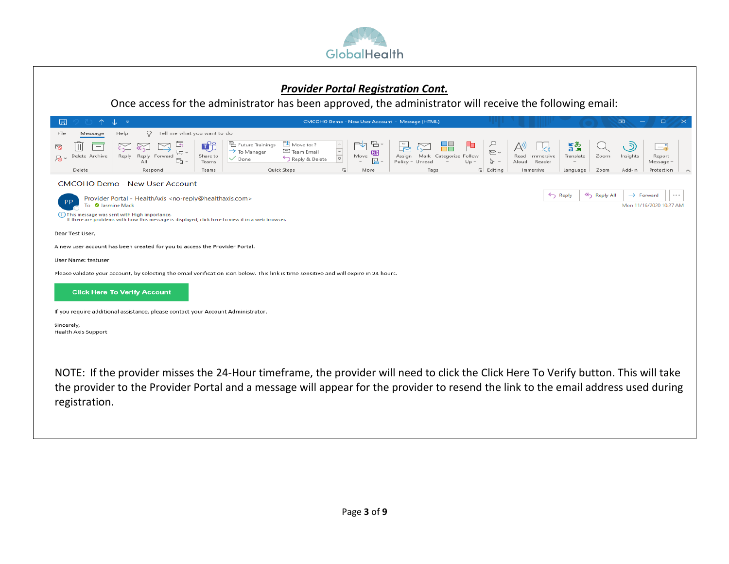## ***Provider Portal Registration Cont.***

Once access for the administrator has been approved, the administrator will receive the following email:

CMCOHO Demo - New User Account

Provider Portal - HealthAxis <no-reply@healthaxis.com>

To Jasmine Mack

This message was sent with High importance.
If there are problems with how this message is displayed, click here to view it in a web browser.

Mon 11/16/2020 10:27 AM

Dear Test User,

A new user account has been created for you to access the Provider Portal.

User Name: testuser

Please validate your account, by selecting the email verification icon below. This link is time sensitive and will expire in 24 hours.

**Click Here To Verify Account**

If you require additional assistance, please contact your Account Administrator.

Sincerely,
Health Axis Support

NOTE: If the provider misses the 24-Hour timeframe, the provider will need to click the Click Here To Verify button. This will take the provider to the Provider Portal and a message will appear for the provider to resend the link to the email address used during registration.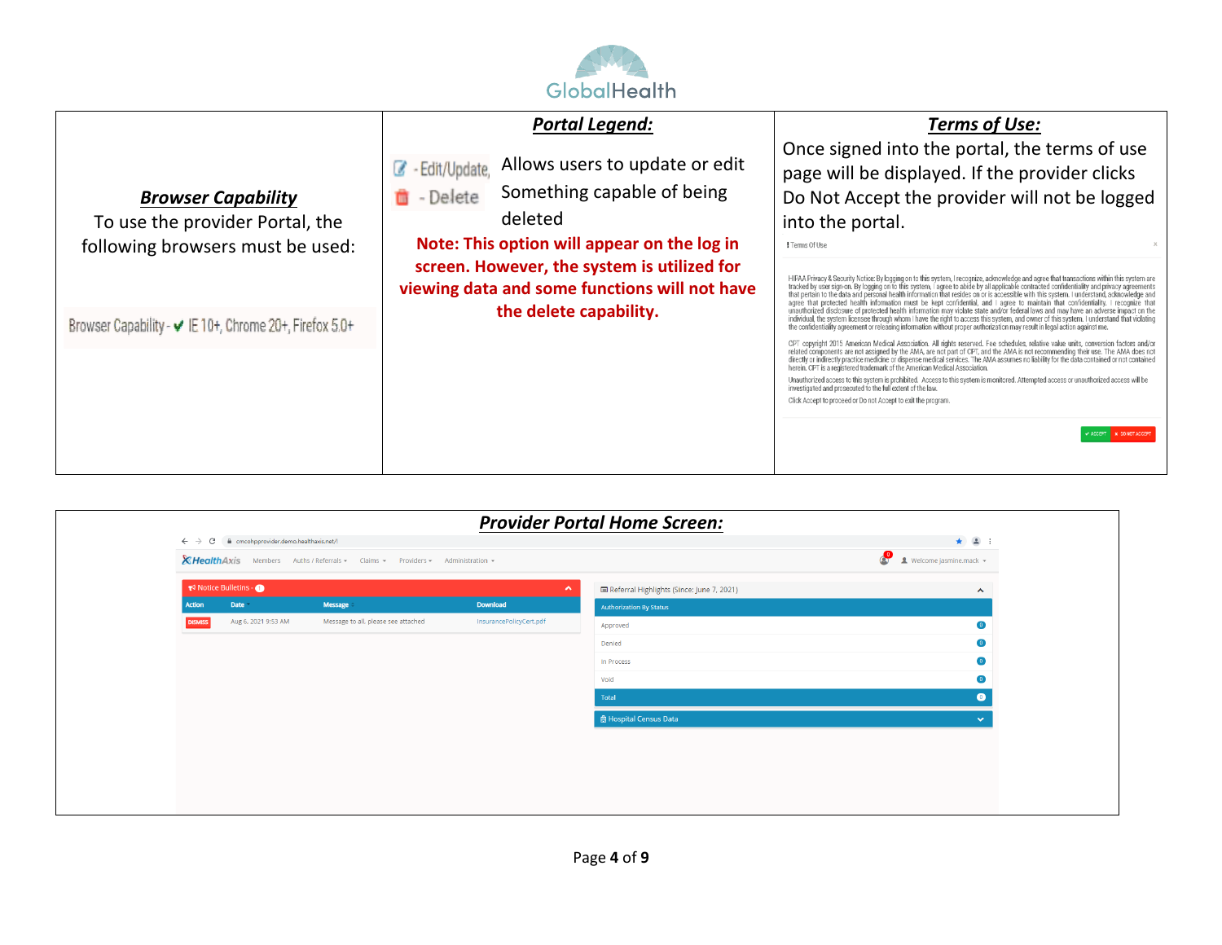GlobalHealth

**_Browser Capability_**

To use the provider Portal, the following browsers must be used:

Browser Capability - ✔ IE 10+, Chrome 20+, Firefox 5.0+

**_Portal Legend:_**

- Edit/Update, Allows users to update or edit
- Delete Something capable of being deleted

**Note: This option will appear on the log in screen. However, the system is utilized for viewing data and some functions will not have the delete capability.**

**_Terms of Use:_**

Once signed into the portal, the terms of use page will be displayed. If the provider clicks Do Not Accept the provider will not be logged into the portal.

Terms Of Use

HIPAA Privacy & Security Notice: By logging on to this system, I recognize, acknowledge and agree that transactions within this system are tracked by user sign-on. By logging on to this system, I agree to abide by all applicable contracted confidentiality and privacy agreements that pertain to the data and personal health information that resides on or is accessible with this system. I understand, acknowledge and agree that protected health information must be kept confidential, and I agree to maintain that confidentiality. I recognize that unauthorized disclosure of protected health information may violate state and/or federal laws and may have an adverse impact on the individual, the system licensee through whom I have the right to access this system, and owner of this system. I understand that violating the confidentiality agreement or releasing information without proper authorization may result in legal action against me.

CPT copyright 2015 American Medical Association. All rights reserved. Fee schedules, relative value units, conversion factors and/or related components are not assigned by the AMA, are not part of CPT, and the AMA is not recommending their use. The AMA does not directly or indirectly practice medicine or dispense medical services. The AMA assumes no liability for the data contained or not contained herein. CPT is a registered trademark of the American Medical Association.

Unauthorized access to this system is prohibited. Access to this system is monitored. Attempted access or unauthorized access will be investigated and prosecuted to the full extent of the law.

Click Accept to proceed or Do not Accept to exit the program.

ACCEPT | DO NOT ACCEPT

**_Provider Portal Home Screen:_**

cmcohpprovider.demo.healthaxis.net/

HealthAxis | Members | Auths / Referrals | Claims | Providers | Administration | Welcome jasmine.mack

Notice Bulletins - 1

| Action | Date | Message | Download |
|---|---|---|---|
| DISMISS | Aug 6, 2021 9:53 AM | Message to all, please see attached | InsurancePolicyCert.pdf |

Referral Highlights (Since: June 7, 2021)

| Authorization By Status | |
|---|---|
| Approved | 0 |
| Denied | 0 |
| In Process | 0 |
| Void | 0 |
| Total | 0 |

Hospital Census Data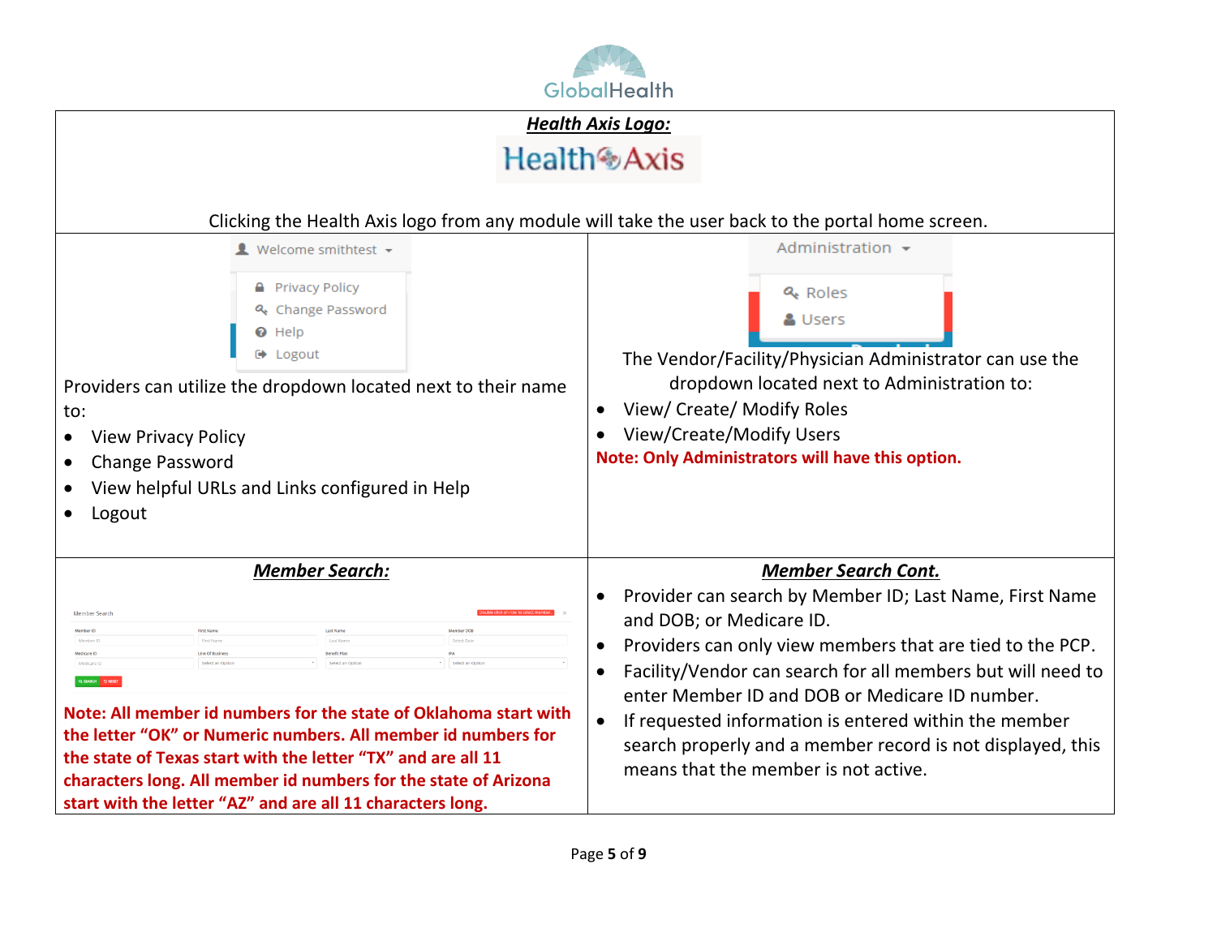**_Health Axis Logo:_**

Health Axis

Clicking the Health Axis logo from any module will take the user back to the portal home screen.

Welcome smithtest

- Privacy Policy
- Change Password
- Help
- Logout

Providers can utilize the dropdown located next to their name to:

- View Privacy Policy
- Change Password
- View helpful URLs and Links configured in Help
- Logout

Administration

- Roles
- Users

The Vendor/Facility/Physician Administrator can use the dropdown located next to Administration to:

- View/ Create/ Modify Roles
- View/Create/Modify Users

**Note: Only Administrators will have this option.**

**_Member Search:_**

**Note: All member id numbers for the state of Oklahoma start with the letter "OK" or Numeric numbers. All member id numbers for the state of Texas start with the letter "TX" and are all 11 characters long. All member id numbers for the state of Arizona start with the letter "AZ" and are all 11 characters long.**

**_Member Search Cont._**

- Provider can search by Member ID; Last Name, First Name and DOB; or Medicare ID.
- Providers can only view members that are tied to the PCP.
- Facility/Vendor can search for all members but will need to enter Member ID and DOB or Medicare ID number.
- If requested information is entered within the member search properly and a member record is not displayed, this means that the member is not active.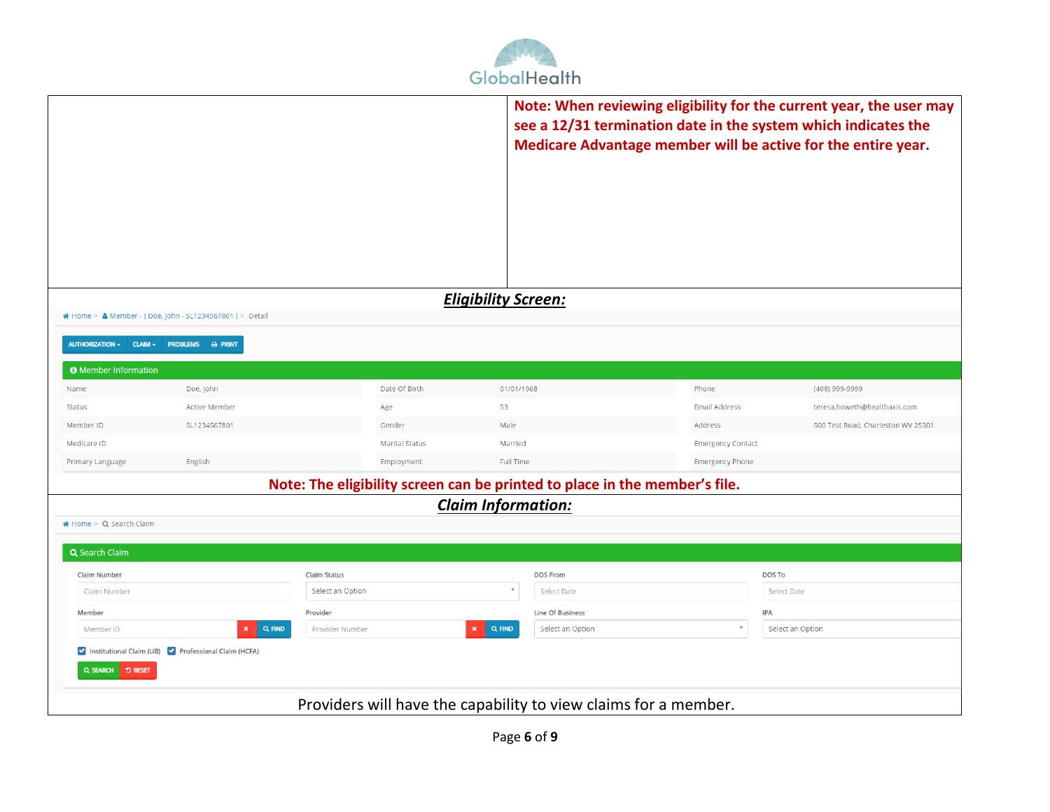**Note: When reviewing eligibility for the current year, the user may see a 12/31 termination date in the system which indicates the Medicare Advantage member will be active for the entire year.**

## ***Eligibility Screen:***

Home > Member - [ Doe, John - SL1234567801 ] > Detail

AUTHORIZATION ▾ | CLAIM ▾ | PROBLEMS | PRINT

**Member Information**

| | | | | | |
|---|---|---|---|---|---|
| Name | Doe, John | Date Of Birth | 01/01/1968 | Phone | (408) 999-9999 |
| Status | Active Member | Age | 53 | Email Address | teresa.howeth@healthaxis.com |
| Member ID | SL1234567801 | Gender | Male | Address | 500 Test Road, Charleston WV 25301 |
| Medicare ID | | Marital Status | Married | Emergency Contact | |
| Primary Language | English | Employment | Full Time | Emergency Phone | |

**Note: The eligibility screen can be printed to place in the member's file.**

## ***Claim Information:***

Home > Search Claim

**Search Claim**

| Claim Number | Claim Status | DOS From | DOS To |
|---|---|---|---|
| Claim Number | Select an Option | Select Date | Select Date |
| **Member** | **Provider** | **Line Of Business** | **IPA** |
| Member ID (FIND) | Provider Number (FIND) | Select an Option | Select an Option |

☑ Institutional Claim (UB) ☑ Professional Claim (HCFA)

SEARCH | RESET

Providers will have the capability to view claims for a member.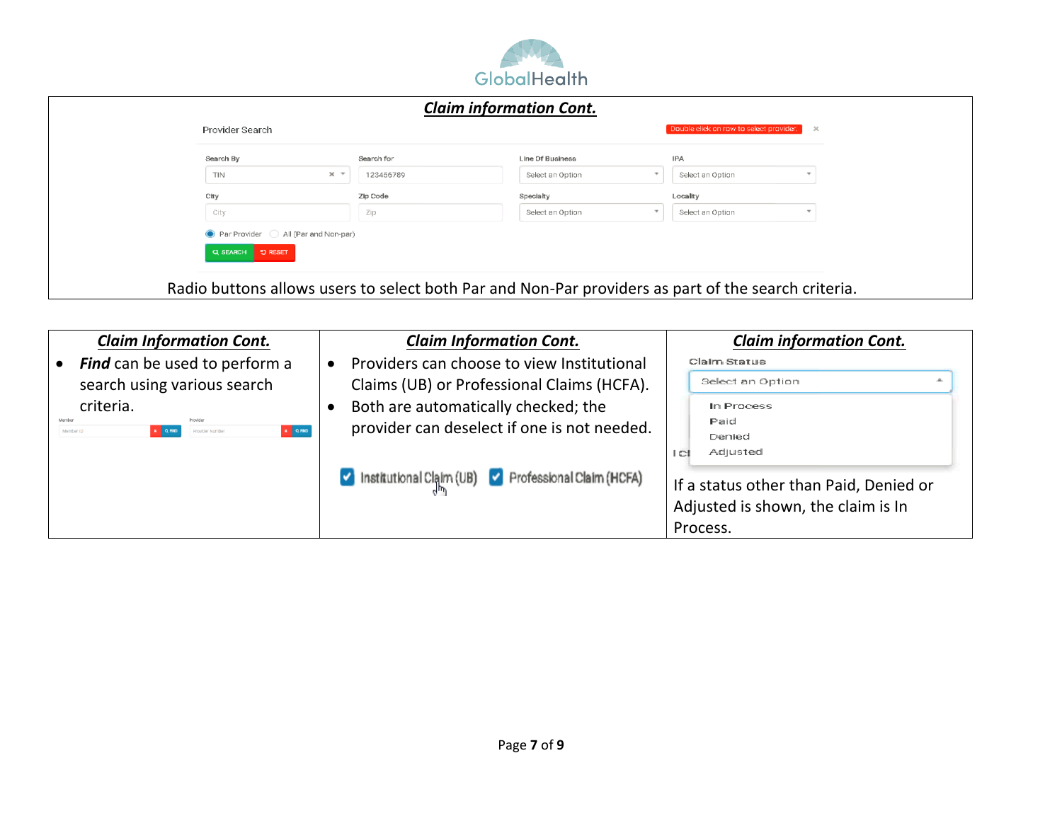GlobalHealth

## *Claim information Cont.*

Provider Search

Double click on row to select provider.

| Search By | Search for | Line Of Business | IPA |
|---|---|---|---|
| TIN | 123456789 | Select an Option | Select an Option |
| **City** | **Zip Code** | **Specialty** | **Locality** |
| City | Zip | Select an Option | Select an Option |

Par Provider | All (Par and Non-par)

SEARCH | RESET

Radio buttons allows users to select both Par and Non-Par providers as part of the search criteria.

| *Claim Information Cont.* | *Claim Information Cont.* | *Claim information Cont.* |
|---|---|---|
| • ***Find*** can be used to perform a search using various search criteria. <br> Member: Member ID [x] [FIND] <br> Provider: Provider Number [x] [FIND] | • Providers can choose to view Institutional Claims (UB) or Professional Claims (HCFA). <br> • Both are automatically checked; the provider can deselect if one is not needed. <br> ☑ Institutional Claim (UB) ☑ Professional Claim (HCFA) | Claim Status <br> Select an Option <br> In Process <br> Paid <br> Denied <br> Adjusted <br> If a status other than Paid, Denied or Adjusted is shown, the claim is In Process. |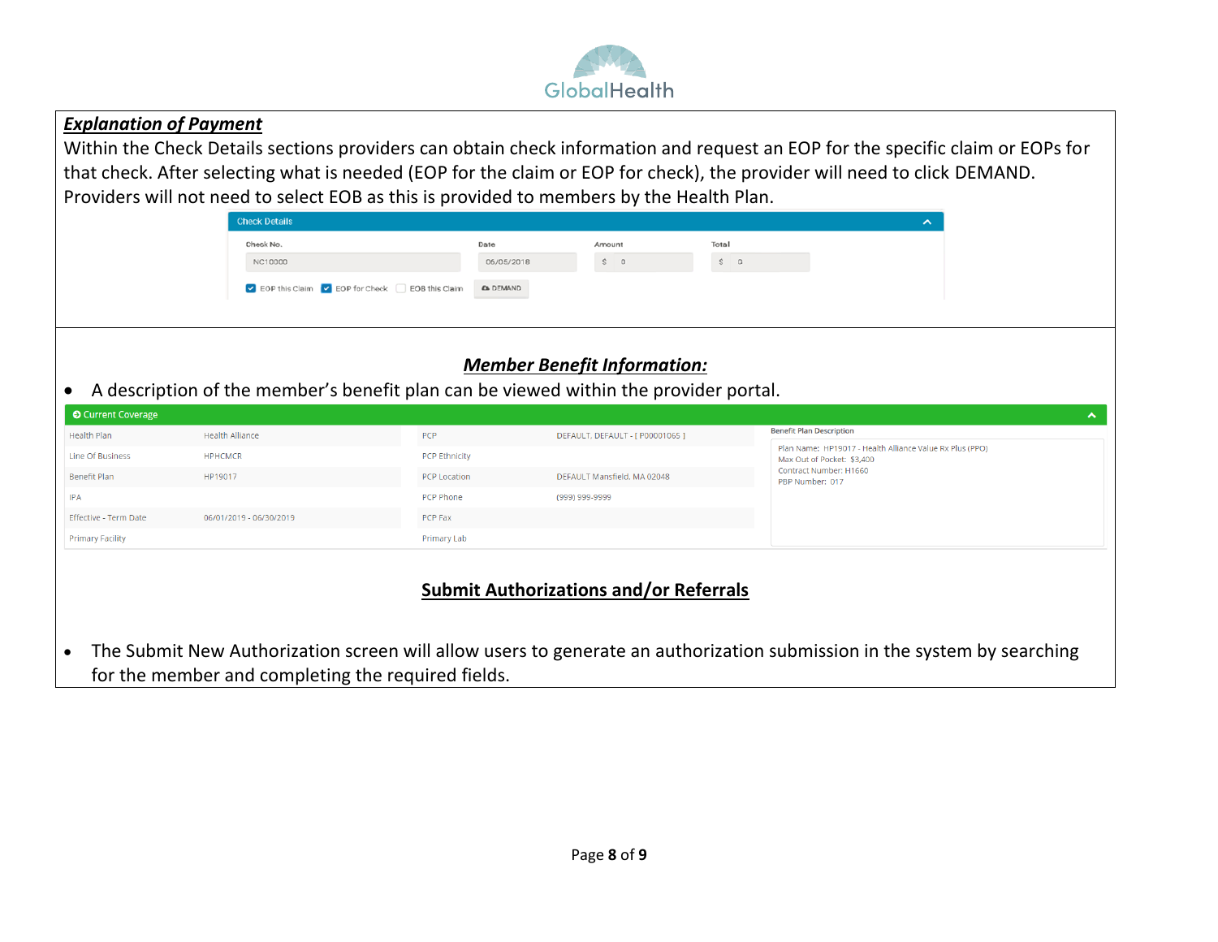### ***Explanation of Payment***

Within the Check Details sections providers can obtain check information and request an EOP for the specific claim or EOPs for that check. After selecting what is needed (EOP for the claim or EOP for check), the provider will need to click DEMAND. Providers will not need to select EOB as this is provided to members by the Health Plan.

**Check Details**

| Check No. | Date | Amount | Total |
|---|---|---|---|
| NC10000 | 06/05/2018 | $ 0 | $ 0 |

☑ EOP this Claim ☑ EOP for Check ☐ EOB this Claim DEMAND

### ***Member Benefit Information:***

- A description of the member's benefit plan can be viewed within the provider portal.

**Current Coverage**

| | | | |
|---|---|---|---|
| Health Plan | Health Alliance | PCP | DEFAULT, DEFAULT - [ P00001065 ] |
| Line Of Business | HPHCMCR | PCP Ethnicity | |
| Benefit Plan | HP19017 | PCP Location | DEFAULT Mansfield, MA 02048 |
| IPA | | PCP Phone | (999) 999-9999 |
| Effective - Term Date | 06/01/2019 - 06/30/2019 | PCP Fax | |
| Primary Facility | | Primary Lab | |

**Benefit Plan Description**

Plan Name: HP19017 - Health Alliance Value Rx Plus (PPO)
Max Out of Pocket: $3,400
Contract Number: H1660
PBP Number: 017

### **Submit Authorizations and/or Referrals**

- The Submit New Authorization screen will allow users to generate an authorization submission in the system by searching for the member and completing the required fields.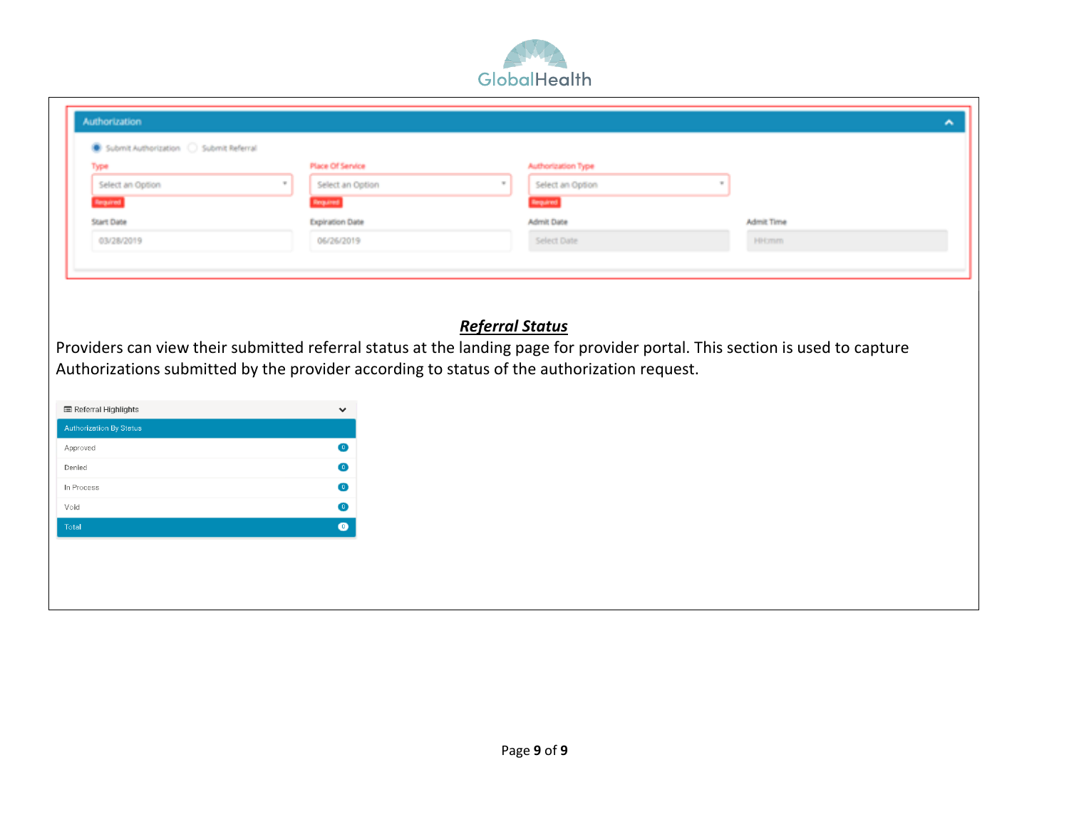**Authorization**

Submit Authorization   Submit Referral

| Type | Place Of Service | Authorization Type | |
|---|---|---|---|
| Select an Option (Required) | Select an Option (Required) | Select an Option (Required) | |
| **Start Date** | **Expiration Date** | **Admit Date** | **Admit Time** |
| 03/28/2019 | 06/26/2019 | Select Date | HH:mm |

## ***Referral Status***

Providers can view their submitted referral status at the landing page for provider portal. This section is used to capture Authorizations submitted by the provider according to status of the authorization request.

Referral Highlights

| Authorization By Status | |
|---|---|
| Approved | 0 |
| Denied | 0 |
| In Process | 0 |
| Void | 0 |
| Total | 0 |